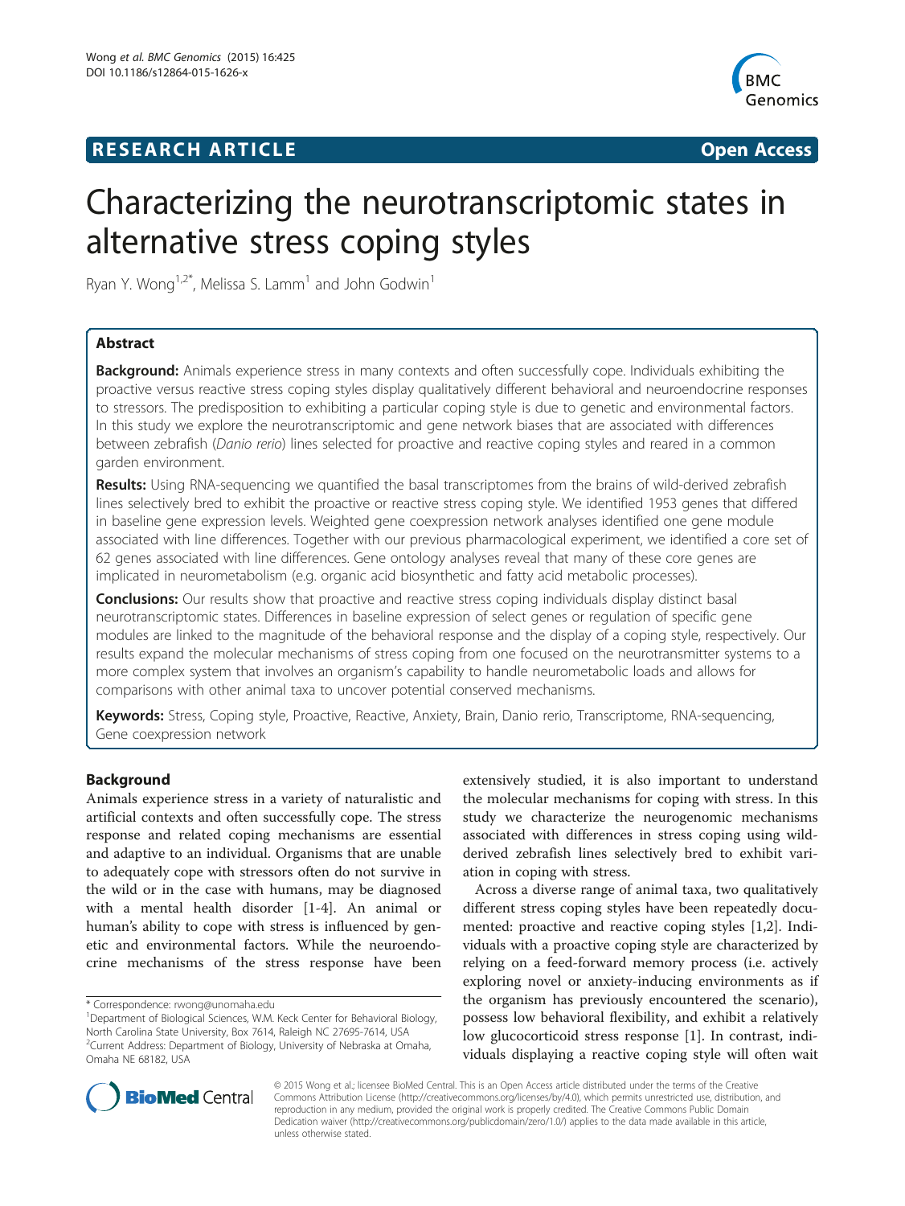**RESEARCH ARTICLE** **Open Access**

# Characterizing the neurotranscriptomic states in alternative stress coping styles

Ryan Y. Wong[1,2*], Melissa S. Lamm[1] and John Godwin[1]

## Abstract

**Background:** Animals experience stress in many contexts and often successfully cope. Individuals exhibiting the proactive versus reactive stress coping styles display qualitatively different behavioral and neuroendocrine responses to stressors. The predisposition to exhibiting a particular coping style is due to genetic and environmental factors. In this study we explore the neurotranscriptomic and gene network biases that are associated with differences between zebrafish (*Danio rerio*) lines selected for proactive and reactive coping styles and reared in a common garden environment.

**Results:** Using RNA-sequencing we quantified the basal transcriptomes from the brains of wild-derived zebrafish lines selectively bred to exhibit the proactive or reactive stress coping style. We identified 1953 genes that differed in baseline gene expression levels. Weighted gene coexpression network analyses identified one gene module associated with line differences. Together with our previous pharmacological experiment, we identified a core set of 62 genes associated with line differences. Gene ontology analyses reveal that many of these core genes are implicated in neurometabolism (e.g. organic acid biosynthetic and fatty acid metabolic processes).

**Conclusions:** Our results show that proactive and reactive stress coping individuals display distinct basal neurotranscriptomic states. Differences in baseline expression of select genes or regulation of specific gene modules are linked to the magnitude of the behavioral response and the display of a coping style, respectively. Our results expand the molecular mechanisms of stress coping from one focused on the neurotransmitter systems to a more complex system that involves an organism's capability to handle neurometabolic loads and allows for comparisons with other animal taxa to uncover potential conserved mechanisms.

**Keywords:** Stress, Coping style, Proactive, Reactive, Anxiety, Brain, Danio rerio, Transcriptome, RNA-sequencing, Gene coexpression network

## Background

Animals experience stress in a variety of naturalistic and artificial contexts and often successfully cope. The stress response and related coping mechanisms are essential and adaptive to an individual. Organisms that are unable to adequately cope with stressors often do not survive in the wild or in the case with humans, may be diagnosed with a mental health disorder [1-4]. An animal or human's ability to cope with stress is influenced by genetic and environmental factors. While the neuroendocrine mechanisms of the stress response have been extensively studied, it is also important to understand the molecular mechanisms for coping with stress. In this study we characterize the neurogenomic mechanisms associated with differences in stress coping using wild-derived zebrafish lines selectively bred to exhibit variation in coping with stress.

Across a diverse range of animal taxa, two qualitatively different stress coping styles have been repeatedly documented: proactive and reactive coping styles [1,2]. Individuals with a proactive coping style are characterized by relying on a feed-forward memory process (i.e. actively exploring novel or anxiety-inducing environments as if the organism has previously encountered the scenario), possess low behavioral flexibility, and exhibit a relatively low glucocorticoid stress response [1]. In contrast, individuals displaying a reactive coping style will often wait

\* Correspondence: rwong@unomaha.edu
[1]Department of Biological Sciences, W.M. Keck Center for Behavioral Biology, North Carolina State University, Box 7614, Raleigh NC 27695-7614, USA
[2]Current Address: Department of Biology, University of Nebraska at Omaha, Omaha NE 68182, USA

© 2015 Wong et al.; licensee BioMed Central. This is an Open Access article distributed under the terms of the Creative Commons Attribution License (http://creativecommons.org/licenses/by/4.0), which permits unrestricted use, distribution, and reproduction in any medium, provided the original work is properly credited. The Creative Commons Public Domain Dedication waiver (http://creativecommons.org/publicdomain/zero/1.0/) applies to the data made available in this article, unless otherwise stated.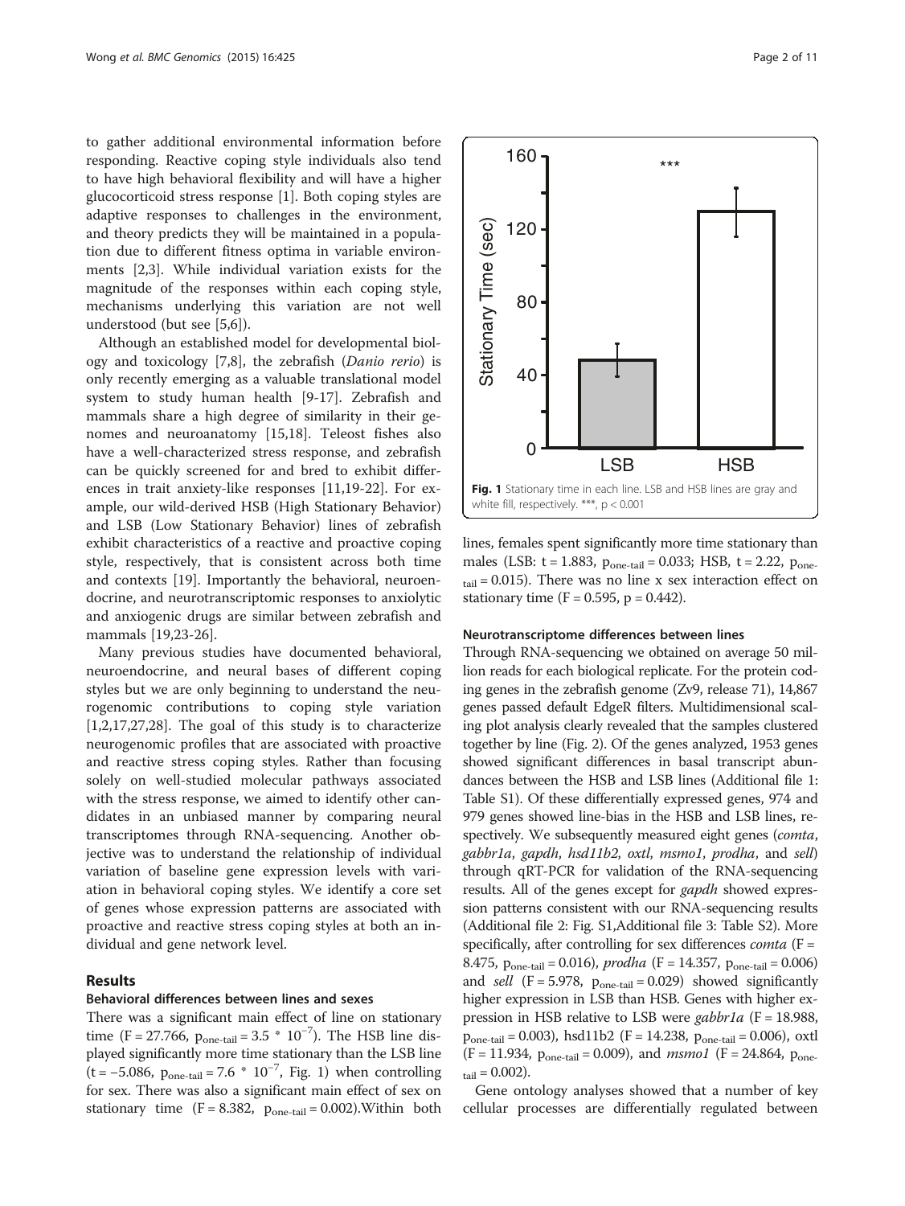to gather additional environmental information before responding. Reactive coping style individuals also tend to have high behavioral flexibility and will have a higher glucocorticoid stress response [1]. Both coping styles are adaptive responses to challenges in the environment, and theory predicts they will be maintained in a population due to different fitness optima in variable environments [2,3]. While individual variation exists for the magnitude of the responses within each coping style, mechanisms underlying this variation are not well understood (but see [5,6]).

Although an established model for developmental biology and toxicology [7,8], the zebrafish (*Danio rerio*) is only recently emerging as a valuable translational model system to study human health [9-17]. Zebrafish and mammals share a high degree of similarity in their genomes and neuroanatomy [15,18]. Teleost fishes also have a well-characterized stress response, and zebrafish can be quickly screened for and bred to exhibit differences in trait anxiety-like responses [11,19-22]. For example, our wild-derived HSB (High Stationary Behavior) and LSB (Low Stationary Behavior) lines of zebrafish exhibit characteristics of a reactive and proactive coping style, respectively, that is consistent across both time and contexts [19]. Importantly the behavioral, neuroendocrine, and neurotranscriptomic responses to anxiolytic and anxiogenic drugs are similar between zebrafish and mammals [19,23-26].

Many previous studies have documented behavioral, neuroendocrine, and neural bases of different coping styles but we are only beginning to understand the neurogenomic contributions to coping style variation [1,2,17,27,28]. The goal of this study is to characterize neurogenomic profiles that are associated with proactive and reactive stress coping styles. Rather than focusing solely on well-studied molecular pathways associated with the stress response, we aimed to identify other candidates in an unbiased manner by comparing neural transcriptomes through RNA-sequencing. Another objective was to understand the relationship of individual variation of baseline gene expression levels with variation in behavioral coping styles. We identify a core set of genes whose expression patterns are associated with proactive and reactive stress coping styles at both an individual and gene network level.

## Results

### Behavioral differences between lines and sexes

There was a significant main effect of line on stationary time ($F = 27.766$, $p_{one\text{-}tail} = 3.5 * 10^{-7}$). The HSB line displayed significantly more time stationary than the LSB line ($t = -5.086$, $p_{one\text{-}tail} = 7.6 * 10^{-7}$, Fig. 1) when controlling for sex. There was also a significant main effect of sex on stationary time ($F = 8.382$, $p_{one\text{-}tail} = 0.002$). Within both lines, females spent significantly more time stationary than males (LSB: $t = 1.883$, $p_{one\text{-}tail} = 0.033$; HSB, $t = 2.22$, $p_{one\text{-}tail} = 0.015$). There was no line x sex interaction effect on stationary time ($F = 0.595$, $p = 0.442$).

**Fig. 1** Stationary time in each line. LSB and HSB lines are gray and white fill, respectively. ***, $p < 0.001$

### Neurotranscriptome differences between lines

Through RNA-sequencing we obtained on average 50 million reads for each biological replicate. For the protein coding genes in the zebrafish genome (Zv9, release 71), 14,867 genes passed default EdgeR filters. Multidimensional scaling plot analysis clearly revealed that the samples clustered together by line (Fig. 2). Of the genes analyzed, 1953 genes showed significant differences in basal transcript abundances between the HSB and LSB lines (Additional file 1: Table S1). Of these differentially expressed genes, 974 and 979 genes showed line-bias in the HSB and LSB lines, respectively. We subsequently measured eight genes (*comta*, *gabbr1a*, *gapdh*, *hsd11b2*, *oxtl*, *msmo1*, *prodha*, and *sell*) through qRT-PCR for validation of the RNA-sequencing results. All of the genes except for *gapdh* showed expression patterns consistent with our RNA-sequencing results (Additional file 2: Fig. S1,Additional file 3: Table S2). More specifically, after controlling for sex differences *comta* ($F = 8.475$, $p_{one\text{-}tail} = 0.016$), *prodha* ($F = 14.357$, $p_{one\text{-}tail} = 0.006$) and *sell* ($F = 5.978$, $p_{one\text{-}tail} = 0.029$) showed significantly higher expression in LSB than HSB. Genes with higher expression in HSB relative to LSB were *gabbr1a* ($F = 18.988$, $p_{one\text{-}tail} = 0.003$), hsd11b2 ($F = 14.238$, $p_{one\text{-}tail} = 0.006$), oxtl ($F = 11.934$, $p_{one\text{-}tail} = 0.009$), and *msmo1* ($F = 24.864$, $p_{one\text{-}tail} = 0.002$).

Gene ontology analyses showed that a number of key cellular processes are differentially regulated between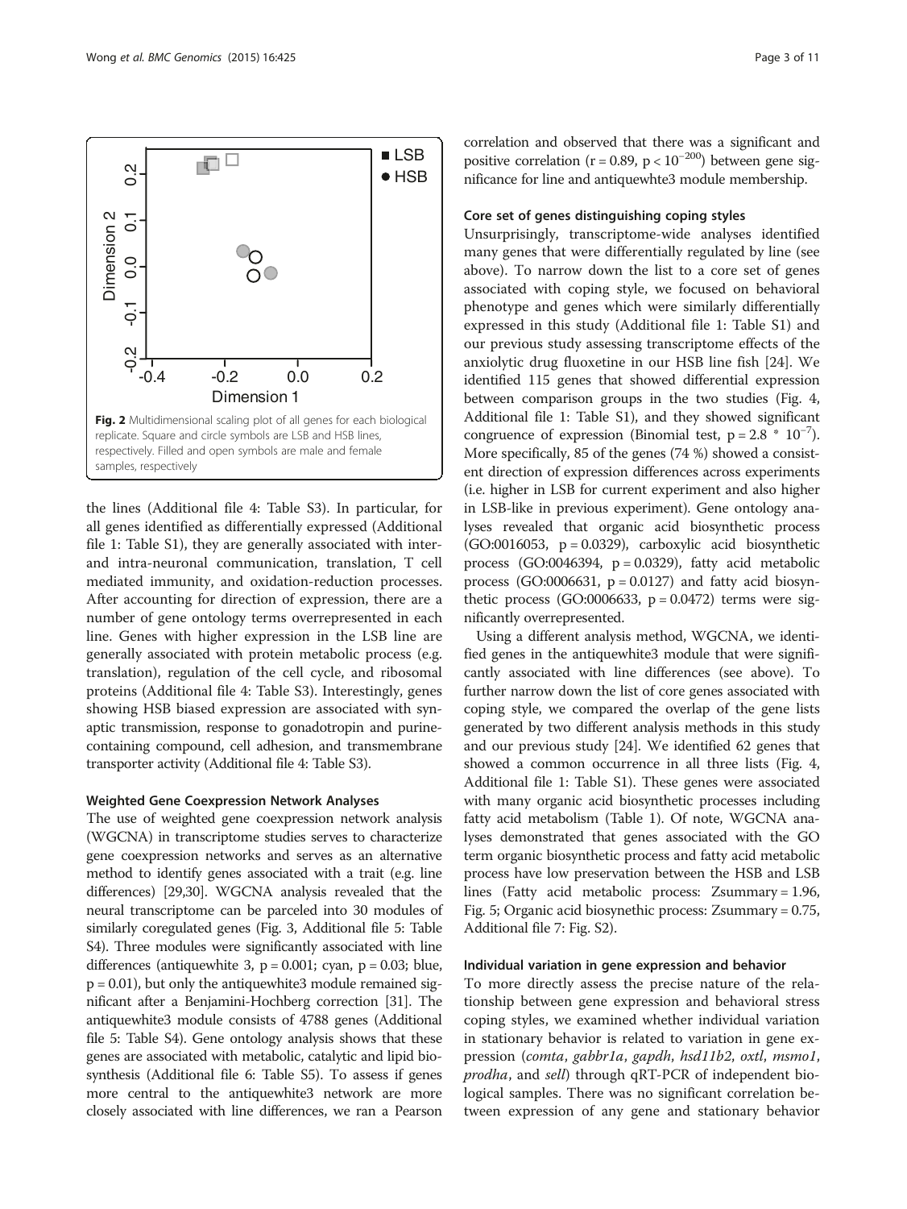Fig. 2 Multidimensional scaling plot of all genes for each biological replicate. Square and circle symbols are LSB and HSB lines, respectively. Filled and open symbols are male and female samples, respectively

the lines (Additional file 4: Table S3). In particular, for all genes identified as differentially expressed (Additional file 1: Table S1), they are generally associated with inter- and intra-neuronal communication, translation, T cell mediated immunity, and oxidation-reduction processes. After accounting for direction of expression, there are a number of gene ontology terms overrepresented in each line. Genes with higher expression in the LSB line are generally associated with protein metabolic process (e.g. translation), regulation of the cell cycle, and ribosomal proteins (Additional file 4: Table S3). Interestingly, genes showing HSB biased expression are associated with synaptic transmission, response to gonadotropin and purine-containing compound, cell adhesion, and transmembrane transporter activity (Additional file 4: Table S3).

#### Weighted Gene Coexpression Network Analyses

The use of weighted gene coexpression network analysis (WGCNA) in transcriptome studies serves to characterize gene coexpression networks and serves as an alternative method to identify genes associated with a trait (e.g. line differences) [29,30]. WGCNA analysis revealed that the neural transcriptome can be parceled into 30 modules of similarly coregulated genes (Fig. 3, Additional file 5: Table S4). Three modules were significantly associated with line differences (antiquewhite 3, $p = 0.001$; cyan, $p = 0.03$; blue, $p = 0.01$), but only the antiquewhite3 module remained significant after a Benjamini-Hochberg correction [31]. The antiquewhite3 module consists of 4788 genes (Additional file 5: Table S4). Gene ontology analysis shows that these genes are associated with metabolic, catalytic and lipid biosynthesis (Additional file 6: Table S5). To assess if genes more central to the antiquewhite3 network are more closely associated with line differences, we ran a Pearson correlation and observed that there was a significant and positive correlation ($r = 0.89$, $p < 10^{-200}$) between gene significance for line and antiquewhte3 module membership.

#### Core set of genes distinguishing coping styles

Unsurprisingly, transcriptome-wide analyses identified many genes that were differentially regulated by line (see above). To narrow down the list to a core set of genes associated with coping style, we focused on behavioral phenotype and genes which were similarly differentially expressed in this study (Additional file 1: Table S1) and our previous study assessing transcriptome effects of the anxiolytic drug fluoxetine in our HSB line fish [24]. We identified 115 genes that showed differential expression between comparison groups in the two studies (Fig. 4, Additional file 1: Table S1), and they showed significant congruence of expression (Binomial test, $p = 2.8 * 10^{-7}$). More specifically, 85 of the genes (74 %) showed a consistent direction of expression differences across experiments (i.e. higher in LSB for current experiment and also higher in LSB-like in previous experiment). Gene ontology analyses revealed that organic acid biosynthetic process (GO:0016053, $p = 0.0329$), carboxylic acid biosynthetic process (GO:0046394, $p = 0.0329$), fatty acid metabolic process (GO:0006631, $p = 0.0127$) and fatty acid biosynthetic process (GO:0006633, $p = 0.0472$) terms were significantly overrepresented.

Using a different analysis method, WGCNA, we identified genes in the antiquewhite3 module that were significantly associated with line differences (see above). To further narrow down the list of core genes associated with coping style, we compared the overlap of the gene lists generated by two different analysis methods in this study and our previous study [24]. We identified 62 genes that showed a common occurrence in all three lists (Fig. 4, Additional file 1: Table S1). These genes were associated with many organic acid biosynthetic processes including fatty acid metabolism (Table 1). Of note, WGCNA analyses demonstrated that genes associated with the GO term organic biosynthetic process and fatty acid metabolic process have low preservation between the HSB and LSB lines (Fatty acid metabolic process: Zsummary = 1.96, Fig. 5; Organic acid biosynethic process: Zsummary = 0.75, Additional file 7: Fig. S2).

#### Individual variation in gene expression and behavior

To more directly assess the precise nature of the relationship between gene expression and behavioral stress coping styles, we examined whether individual variation in stationary behavior is related to variation in gene expression (*comta*, *gabbr1a*, *gapdh*, *hsd11b2*, *oxtl*, *msmo1*, *prodha*, and *sell*) through qRT-PCR of independent biological samples. There was no significant correlation between expression of any gene and stationary behavior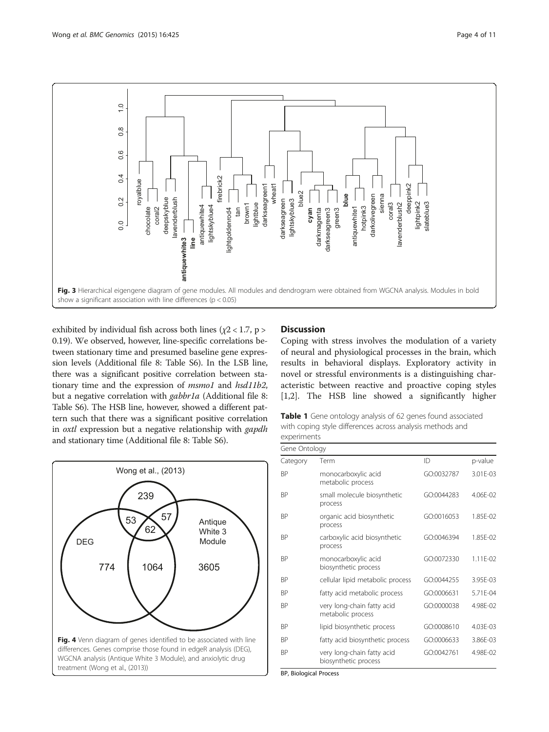Fig. 3 Hierarchical eigengene diagram of gene modules. All modules and dendrogram were obtained from WGCNA analysis. Modules in bold show a significant association with line differences ($p < 0.05$)

exhibited by individual fish across both lines ($\chi 2 < 1.7$, $p > 0.19$). We observed, however, line-specific correlations between stationary time and presumed baseline gene expression levels (Additional file 8: Table S6). In the LSB line, there was a significant positive correlation between stationary time and the expression of *msmo1* and *hsd11b2*, but a negative correlation with *gabbr1a* (Additional file 8: Table S6). The HSB line, however, showed a different pattern such that there was a significant positive correlation in *oxtl* expression but a negative relationship with *gapdh* and stationary time (Additional file 8: Table S6).

Fig. 4 Venn diagram of genes identified to be associated with line differences. Genes comprise those found in edgeR analysis (DEG), WGCNA analysis (Antique White 3 Module), and anxiolytic drug treatment (Wong et al., (2013))

## Discussion

Coping with stress involves the modulation of a variety of neural and physiological processes in the brain, which results in behavioral displays. Exploratory activity in novel or stressful environments is a distinguishing characteristic between reactive and proactive coping styles [1,2]. The HSB line showed a significantly higher

**Table 1** Gene ontology analysis of 62 genes found associated with coping style differences across analysis methods and experiments

| Gene Ontology | | | |
|---|---|---|---|
| Category | Term | ID | p-value |
| BP | monocarboxylic acid metabolic process | GO:0032787 | 3.01E-03 |
| BP | small molecule biosynthetic process | GO:0044283 | 4.06E-02 |
| BP | organic acid biosynthetic process | GO:0016053 | 1.85E-02 |
| BP | carboxylic acid biosynthetic process | GO:0046394 | 1.85E-02 |
| BP | monocarboxylic acid biosynthetic process | GO:0072330 | 1.11E-02 |
| BP | cellular lipid metabolic process | GO:0044255 | 3.95E-03 |
| BP | fatty acid metabolic process | GO:0006631 | 5.71E-04 |
| BP | very long-chain fatty acid metabolic process | GO:0000038 | 4.98E-02 |
| BP | lipid biosynthetic process | GO:0008610 | 4.03E-03 |
| BP | fatty acid biosynthetic process | GO:0006633 | 3.86E-03 |
| BP | very long-chain fatty acid biosynthetic process | GO:0042761 | 4.98E-02 |

BP, Biological Process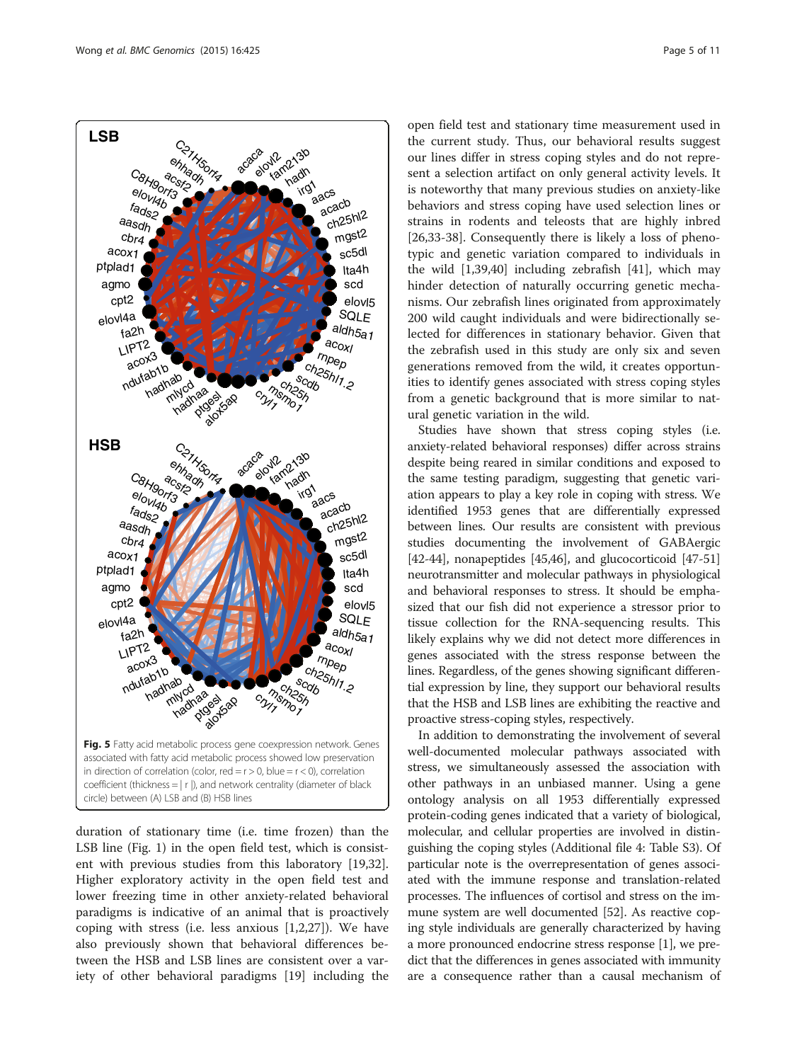Fig. 5 Fatty acid metabolic process gene coexpression network. Genes associated with fatty acid metabolic process showed low preservation in direction of correlation (color, red = r > 0, blue = r < 0), correlation coefficient (thickness = | r |), and network centrality (diameter of black circle) between (A) LSB and (B) HSB lines

duration of stationary time (i.e. time frozen) than the LSB line (Fig. 1) in the open field test, which is consistent with previous studies from this laboratory [19,32]. Higher exploratory activity in the open field test and lower freezing time in other anxiety-related behavioral paradigms is indicative of an animal that is proactively coping with stress (i.e. less anxious [1,2,27]). We have also previously shown that behavioral differences between the HSB and LSB lines are consistent over a variety of other behavioral paradigms [19] including the open field test and stationary time measurement used in the current study. Thus, our behavioral results suggest our lines differ in stress coping styles and do not represent a selection artifact on only general activity levels. It is noteworthy that many previous studies on anxiety-like behaviors and stress coping have used selection lines or strains in rodents and teleosts that are highly inbred [26,33-38]. Consequently there is likely a loss of phenotypic and genetic variation compared to individuals in the wild [1,39,40] including zebrafish [41], which may hinder detection of naturally occurring genetic mechanisms. Our zebrafish lines originated from approximately 200 wild caught individuals and were bidirectionally selected for differences in stationary behavior. Given that the zebrafish used in this study are only six and seven generations removed from the wild, it creates opportunities to identify genes associated with stress coping styles from a genetic background that is more similar to natural genetic variation in the wild.

Studies have shown that stress coping styles (i.e. anxiety-related behavioral responses) differ across strains despite being reared in similar conditions and exposed to the same testing paradigm, suggesting that genetic variation appears to play a key role in coping with stress. We identified 1953 genes that are differentially expressed between lines. Our results are consistent with previous studies documenting the involvement of GABAergic [42-44], nonapeptides [45,46], and glucocorticoid [47-51] neurotransmitter and molecular pathways in physiological and behavioral responses to stress. It should be emphasized that our fish did not experience a stressor prior to tissue collection for the RNA-sequencing results. This likely explains why we did not detect more differences in genes associated with the stress response between the lines. Regardless, of the genes showing significant differential expression by line, they support our behavioral results that the HSB and LSB lines are exhibiting the reactive and proactive stress-coping styles, respectively.

In addition to demonstrating the involvement of several well-documented molecular pathways associated with stress, we simultaneously assessed the association with other pathways in an unbiased manner. Using a gene ontology analysis on all 1953 differentially expressed protein-coding genes indicated that a variety of biological, molecular, and cellular properties are involved in distinguishing the coping styles (Additional file 4: Table S3). Of particular note is the overrepresentation of genes associated with the immune response and translation-related processes. The influences of cortisol and stress on the immune system are well documented [52]. As reactive coping style individuals are generally characterized by having a more pronounced endocrine stress response [1], we predict that the differences in genes associated with immunity are a consequence rather than a causal mechanism of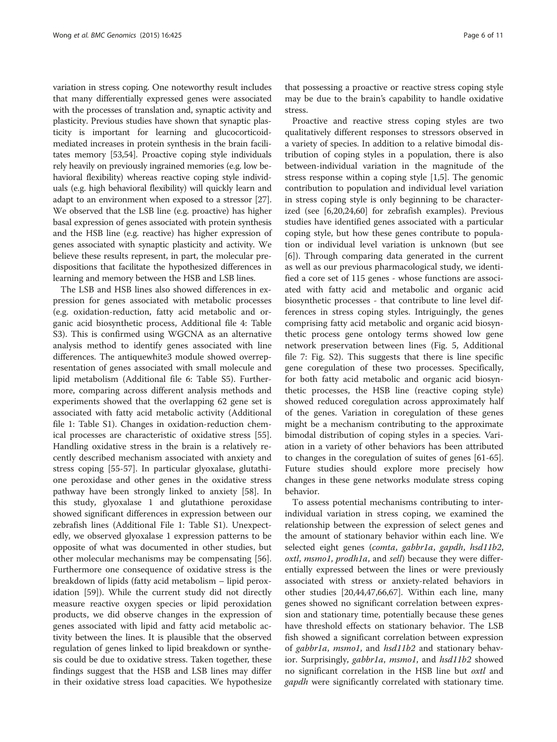variation in stress coping. One noteworthy result includes that many differentially expressed genes were associated with the processes of translation and, synaptic activity and plasticity. Previous studies have shown that synaptic plasticity is important for learning and glucocorticoid-mediated increases in protein synthesis in the brain facilitates memory [53,54]. Proactive coping style individuals rely heavily on previously ingrained memories (e.g. low behavioral flexibility) whereas reactive coping style individuals (e.g. high behavioral flexibility) will quickly learn and adapt to an environment when exposed to a stressor [27]. We observed that the LSB line (e.g. proactive) has higher basal expression of genes associated with protein synthesis and the HSB line (e.g. reactive) has higher expression of genes associated with synaptic plasticity and activity. We believe these results represent, in part, the molecular predispositions that facilitate the hypothesized differences in learning and memory between the HSB and LSB lines.

The LSB and HSB lines also showed differences in expression for genes associated with metabolic processes (e.g. oxidation-reduction, fatty acid metabolic and organic acid biosynthetic process, Additional file 4: Table S3). This is confirmed using WGCNA as an alternative analysis method to identify genes associated with line differences. The antiquewhite3 module showed overrepresentation of genes associated with small molecule and lipid metabolism (Additional file 6: Table S5). Furthermore, comparing across different analysis methods and experiments showed that the overlapping 62 gene set is associated with fatty acid metabolic activity (Additional file 1: Table S1). Changes in oxidation-reduction chemical processes are characteristic of oxidative stress [55]. Handling oxidative stress in the brain is a relatively recently described mechanism associated with anxiety and stress coping [55-57]. In particular glyoxalase, glutathione peroxidase and other genes in the oxidative stress pathway have been strongly linked to anxiety [58]. In this study, glyoxalase 1 and glutathione peroxidase showed significant differences in expression between our zebrafish lines (Additional File 1: Table S1). Unexpectedly, we observed glyoxalase 1 expression patterns to be opposite of what was documented in other studies, but other molecular mechanisms may be compensating [56]. Furthermore one consequence of oxidative stress is the breakdown of lipids (fatty acid metabolism – lipid peroxidation [59]). While the current study did not directly measure reactive oxygen species or lipid peroxidation products, we did observe changes in the expression of genes associated with lipid and fatty acid metabolic activity between the lines. It is plausible that the observed regulation of genes linked to lipid breakdown or synthesis could be due to oxidative stress. Taken together, these findings suggest that the HSB and LSB lines may differ in their oxidative stress load capacities. We hypothesize that possessing a proactive or reactive stress coping style may be due to the brain's capability to handle oxidative stress.

Proactive and reactive stress coping styles are two qualitatively different responses to stressors observed in a variety of species. In addition to a relative bimodal distribution of coping styles in a population, there is also between-individual variation in the magnitude of the stress response within a coping style [1,5]. The genomic contribution to population and individual level variation in stress coping style is only beginning to be characterized (see [6,20,24,60] for zebrafish examples). Previous studies have identified genes associated with a particular coping style, but how these genes contribute to population or individual level variation is unknown (but see [6]). Through comparing data generated in the current as well as our previous pharmacological study, we identified a core set of 115 genes - whose functions are associated with fatty acid and metabolic and organic acid biosynthetic processes - that contribute to line level differences in stress coping styles. Intriguingly, the genes comprising fatty acid metabolic and organic acid biosynthetic process gene ontology terms showed low gene network preservation between lines (Fig. 5, Additional file 7: Fig. S2). This suggests that there is line specific gene coregulation of these two processes. Specifically, for both fatty acid metabolic and organic acid biosynthetic processes, the HSB line (reactive coping style) showed reduced coregulation across approximately half of the genes. Variation in coregulation of these genes might be a mechanism contributing to the approximate bimodal distribution of coping styles in a species. Variation in a variety of other behaviors has been attributed to changes in the coregulation of suites of genes [61-65]. Future studies should explore more precisely how changes in these gene networks modulate stress coping behavior.

To assess potential mechanisms contributing to inter-individual variation in stress coping, we examined the relationship between the expression of select genes and the amount of stationary behavior within each line. We selected eight genes (*comta*, *gabbr1a*, *gapdh*, *hsd11b2*, *oxtl*, *msmo1*, *prodh1a*, and *sell*) because they were differentially expressed between the lines or were previously associated with stress or anxiety-related behaviors in other studies [20,44,47,66,67]. Within each line, many genes showed no significant correlation between expression and stationary time, potentially because these genes have threshold effects on stationary behavior. The LSB fish showed a significant correlation between expression of *gabbr1a*, *msmo1*, and *hsd11b2* and stationary behavior. Surprisingly, *gabbr1a*, *msmo1*, and *hsd11b2* showed no significant correlation in the HSB line but *oxtl* and *gapdh* were significantly correlated with stationary time.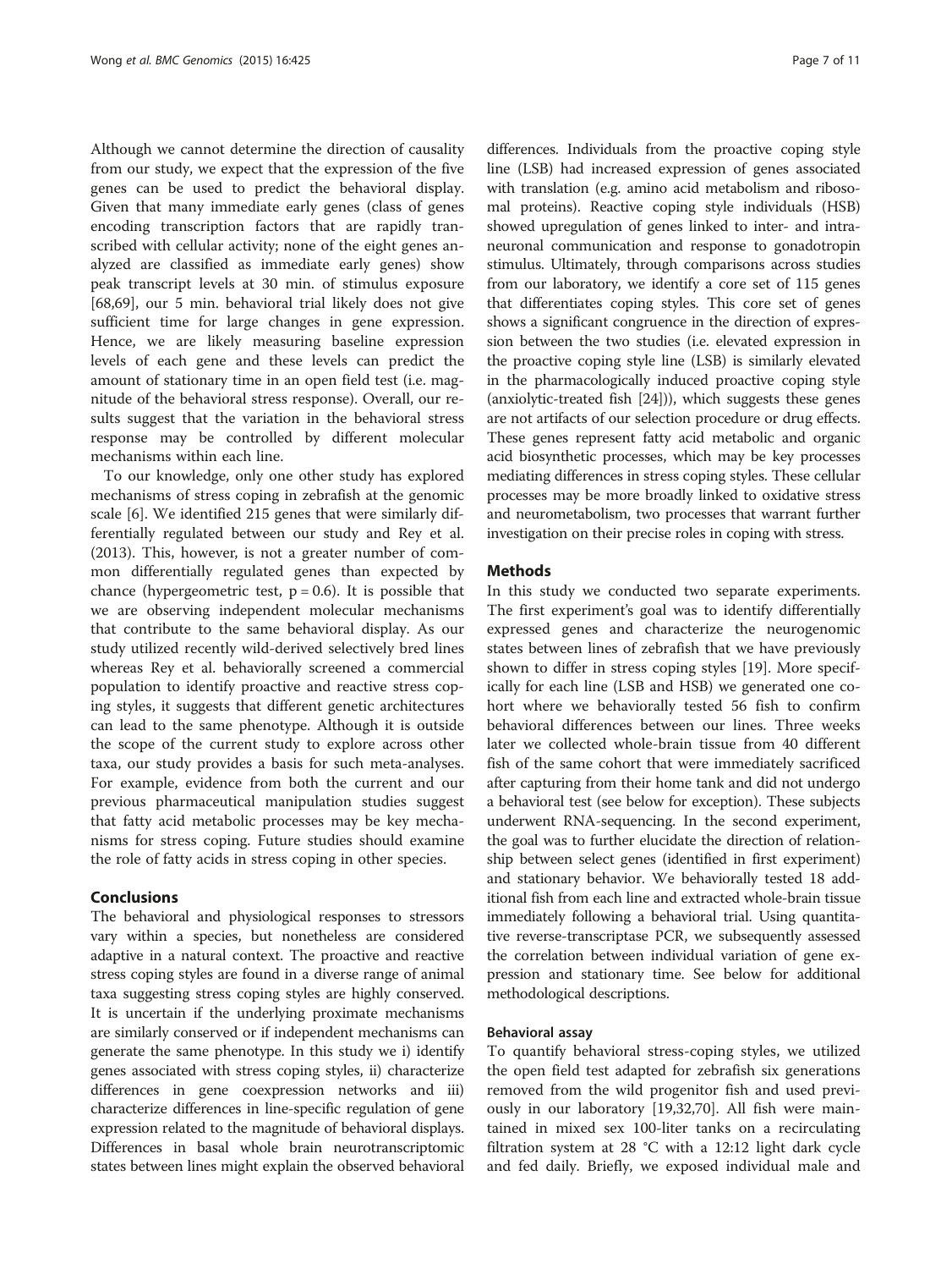Although we cannot determine the direction of causality from our study, we expect that the expression of the five genes can be used to predict the behavioral display. Given that many immediate early genes (class of genes encoding transcription factors that are rapidly transcribed with cellular activity; none of the eight genes analyzed are classified as immediate early genes) show peak transcript levels at 30 min. of stimulus exposure [68,69], our 5 min. behavioral trial likely does not give sufficient time for large changes in gene expression. Hence, we are likely measuring baseline expression levels of each gene and these levels can predict the amount of stationary time in an open field test (i.e. magnitude of the behavioral stress response). Overall, our results suggest that the variation in the behavioral stress response may be controlled by different molecular mechanisms within each line.

To our knowledge, only one other study has explored mechanisms of stress coping in zebrafish at the genomic scale [6]. We identified 215 genes that were similarly differentially regulated between our study and Rey et al. (2013). This, however, is not a greater number of common differentially regulated genes than expected by chance (hypergeometric test, $p = 0.6$). It is possible that we are observing independent molecular mechanisms that contribute to the same behavioral display. As our study utilized recently wild-derived selectively bred lines whereas Rey et al. behaviorally screened a commercial population to identify proactive and reactive stress coping styles, it suggests that different genetic architectures can lead to the same phenotype. Although it is outside the scope of the current study to explore across other taxa, our study provides a basis for such meta-analyses. For example, evidence from both the current and our previous pharmaceutical manipulation studies suggest that fatty acid metabolic processes may be key mechanisms for stress coping. Future studies should examine the role of fatty acids in stress coping in other species.

## Conclusions

The behavioral and physiological responses to stressors vary within a species, but nonetheless are considered adaptive in a natural context. The proactive and reactive stress coping styles are found in a diverse range of animal taxa suggesting stress coping styles are highly conserved. It is uncertain if the underlying proximate mechanisms are similarly conserved or if independent mechanisms can generate the same phenotype. In this study we i) identify genes associated with stress coping styles, ii) characterize differences in gene coexpression networks and iii) characterize differences in line-specific regulation of gene expression related to the magnitude of behavioral displays. Differences in basal whole brain neurotranscriptomic states between lines might explain the observed behavioral differences. Individuals from the proactive coping style line (LSB) had increased expression of genes associated with translation (e.g. amino acid metabolism and ribosomal proteins). Reactive coping style individuals (HSB) showed upregulation of genes linked to inter- and intraneuronal communication and response to gonadotropin stimulus. Ultimately, through comparisons across studies from our laboratory, we identify a core set of 115 genes that differentiates coping styles. This core set of genes shows a significant congruence in the direction of expression between the two studies (i.e. elevated expression in the proactive coping style line (LSB) is similarly elevated in the pharmacologically induced proactive coping style (anxiolytic-treated fish [24])), which suggests these genes are not artifacts of our selection procedure or drug effects. These genes represent fatty acid metabolic and organic acid biosynthetic processes, which may be key processes mediating differences in stress coping styles. These cellular processes may be more broadly linked to oxidative stress and neurometabolism, two processes that warrant further investigation on their precise roles in coping with stress.

## Methods

In this study we conducted two separate experiments. The first experiment's goal was to identify differentially expressed genes and characterize the neurogenomic states between lines of zebrafish that we have previously shown to differ in stress coping styles [19]. More specifically for each line (LSB and HSB) we generated one cohort where we behaviorally tested 56 fish to confirm behavioral differences between our lines. Three weeks later we collected whole-brain tissue from 40 different fish of the same cohort that were immediately sacrificed after capturing from their home tank and did not undergo a behavioral test (see below for exception). These subjects underwent RNA-sequencing. In the second experiment, the goal was to further elucidate the direction of relationship between select genes (identified in first experiment) and stationary behavior. We behaviorally tested 18 additional fish from each line and extracted whole-brain tissue immediately following a behavioral trial. Using quantitative reverse-transcriptase PCR, we subsequently assessed the correlation between individual variation of gene expression and stationary time. See below for additional methodological descriptions.

### Behavioral assay

To quantify behavioral stress-coping styles, we utilized the open field test adapted for zebrafish six generations removed from the wild progenitor fish and used previously in our laboratory [19,32,70]. All fish were maintained in mixed sex 100-liter tanks on a recirculating filtration system at 28 °C with a 12:12 light dark cycle and fed daily. Briefly, we exposed individual male and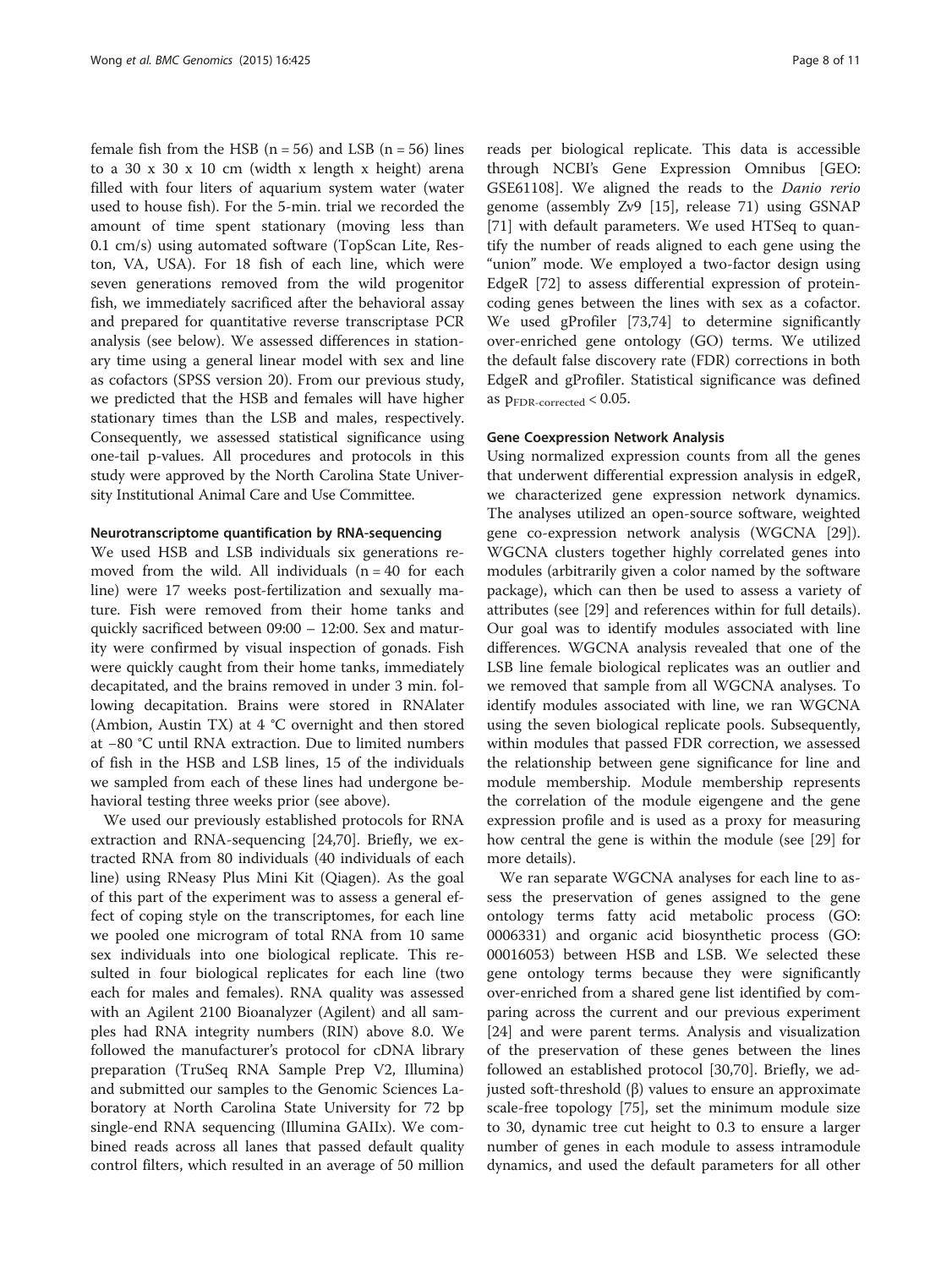female fish from the HSB ($n = 56$) and LSB ($n = 56$) lines to a 30 x 30 x 10 cm (width x length x height) arena filled with four liters of aquarium system water (water used to house fish). For the 5-min. trial we recorded the amount of time spent stationary (moving less than 0.1 cm/s) using automated software (TopScan Lite, Reston, VA, USA). For 18 fish of each line, which were seven generations removed from the wild progenitor fish, we immediately sacrificed after the behavioral assay and prepared for quantitative reverse transcriptase PCR analysis (see below). We assessed differences in stationary time using a general linear model with sex and line as cofactors (SPSS version 20). From our previous study, we predicted that the HSB and females will have higher stationary times than the LSB and males, respectively. Consequently, we assessed statistical significance using one-tail p-values. All procedures and protocols in this study were approved by the North Carolina State University Institutional Animal Care and Use Committee.

#### Neurotranscriptome quantification by RNA-sequencing

We used HSB and LSB individuals six generations removed from the wild. All individuals ($n = 40$ for each line) were 17 weeks post-fertilization and sexually mature. Fish were removed from their home tanks and quickly sacrificed between 09:00 – 12:00. Sex and maturity were confirmed by visual inspection of gonads. Fish were quickly caught from their home tanks, immediately decapitated, and the brains removed in under 3 min. following decapitation. Brains were stored in RNAlater (Ambion, Austin TX) at 4 °C overnight and then stored at −80 °C until RNA extraction. Due to limited numbers of fish in the HSB and LSB lines, 15 of the individuals we sampled from each of these lines had undergone behavioral testing three weeks prior (see above).

We used our previously established protocols for RNA extraction and RNA-sequencing [24,70]. Briefly, we extracted RNA from 80 individuals (40 individuals of each line) using RNeasy Plus Mini Kit (Qiagen). As the goal of this part of the experiment was to assess a general effect of coping style on the transcriptomes, for each line we pooled one microgram of total RNA from 10 same sex individuals into one biological replicate. This resulted in four biological replicates for each line (two each for males and females). RNA quality was assessed with an Agilent 2100 Bioanalyzer (Agilent) and all samples had RNA integrity numbers (RIN) above 8.0. We followed the manufacturer's protocol for cDNA library preparation (TruSeq RNA Sample Prep V2, Illumina) and submitted our samples to the Genomic Sciences Laboratory at North Carolina State University for 72 bp single-end RNA sequencing (Illumina GAIIx). We combined reads across all lanes that passed default quality control filters, which resulted in an average of 50 million reads per biological replicate. This data is accessible through NCBI's Gene Expression Omnibus [GEO: GSE61108]. We aligned the reads to the *Danio rerio* genome (assembly Zv9 [15], release 71) using GSNAP [71] with default parameters. We used HTSeq to quantify the number of reads aligned to each gene using the "union" mode. We employed a two-factor design using EdgeR [72] to assess differential expression of protein-coding genes between the lines with sex as a cofactor. We used gProfiler [73,74] to determine significantly over-enriched gene ontology (GO) terms. We utilized the default false discovery rate (FDR) corrections in both EdgeR and gProfiler. Statistical significance was defined as $p_{FDR\text{-}corrected} < 0.05$.

#### Gene Coexpression Network Analysis

Using normalized expression counts from all the genes that underwent differential expression analysis in edgeR, we characterized gene expression network dynamics. The analyses utilized an open-source software, weighted gene co-expression network analysis (WGCNA [29]). WGCNA clusters together highly correlated genes into modules (arbitrarily given a color named by the software package), which can then be used to assess a variety of attributes (see [29] and references within for full details). Our goal was to identify modules associated with line differences. WGCNA analysis revealed that one of the LSB line female biological replicates was an outlier and we removed that sample from all WGCNA analyses. To identify modules associated with line, we ran WGCNA using the seven biological replicate pools. Subsequently, within modules that passed FDR correction, we assessed the relationship between gene significance for line and module membership. Module membership represents the correlation of the module eigengene and the gene expression profile and is used as a proxy for measuring how central the gene is within the module (see [29] for more details).

We ran separate WGCNA analyses for each line to assess the preservation of genes assigned to the gene ontology terms fatty acid metabolic process (GO: 0006331) and organic acid biosynthetic process (GO: 00016053) between HSB and LSB. We selected these gene ontology terms because they were significantly over-enriched from a shared gene list identified by comparing across the current and our previous experiment [24] and were parent terms. Analysis and visualization of the preservation of these genes between the lines followed an established protocol [30,70]. Briefly, we adjusted soft-threshold ($\beta$) values to ensure an approximate scale-free topology [75], set the minimum module size to 30, dynamic tree cut height to 0.3 to ensure a larger number of genes in each module to assess intramodule dynamics, and used the default parameters for all other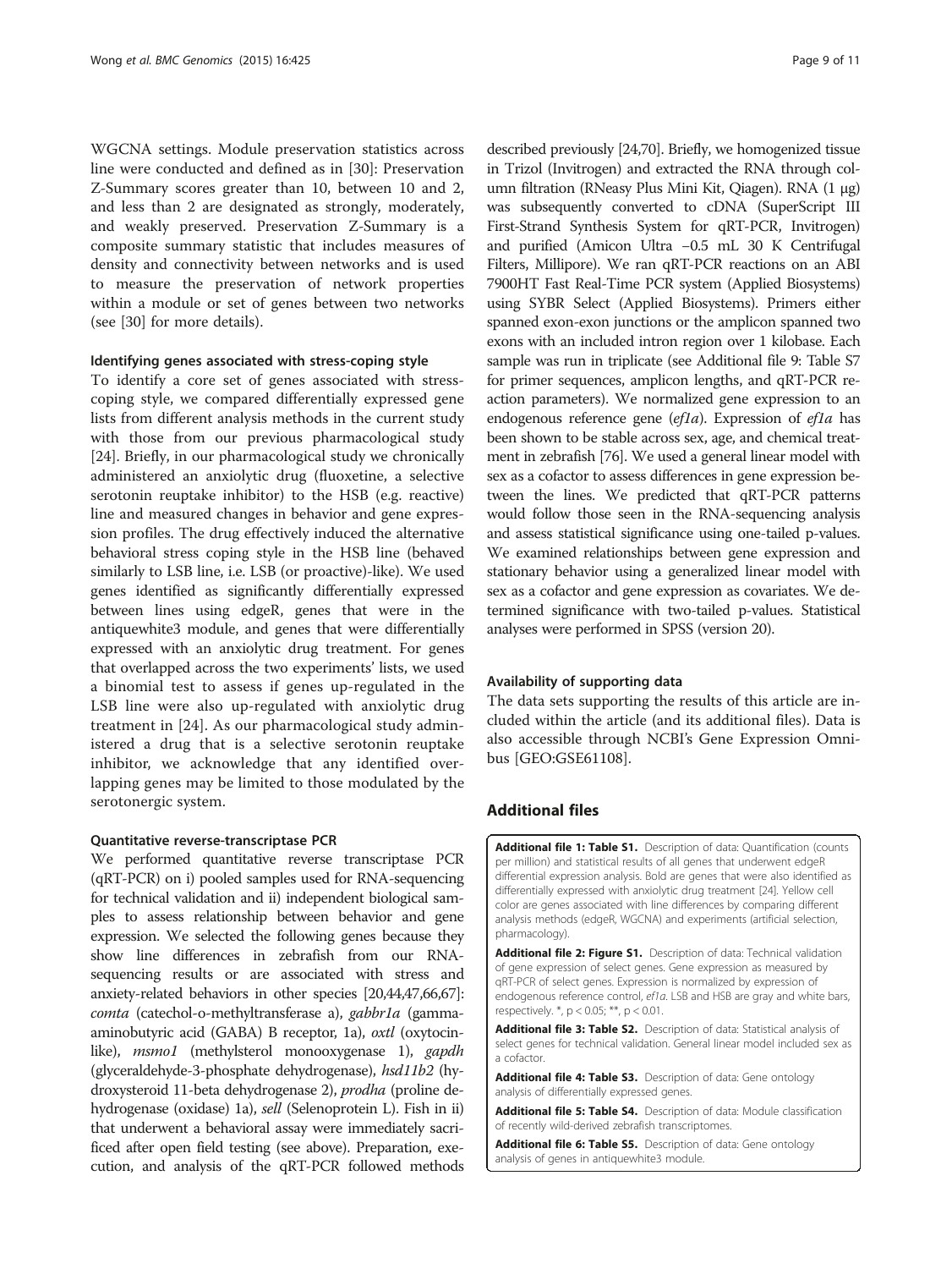WGCNA settings. Module preservation statistics across line were conducted and defined as in [30]: Preservation Z-Summary scores greater than 10, between 10 and 2, and less than 2 are designated as strongly, moderately, and weakly preserved. Preservation Z-Summary is a composite summary statistic that includes measures of density and connectivity between networks and is used to measure the preservation of network properties within a module or set of genes between two networks (see [30] for more details).

#### Identifying genes associated with stress-coping style

To identify a core set of genes associated with stress-coping style, we compared differentially expressed gene lists from different analysis methods in the current study with those from our previous pharmacological study [24]. Briefly, in our pharmacological study we chronically administered an anxiolytic drug (fluoxetine, a selective serotonin reuptake inhibitor) to the HSB (e.g. reactive) line and measured changes in behavior and gene expression profiles. The drug effectively induced the alternative behavioral stress coping style in the HSB line (behaved similarly to LSB line, i.e. LSB (or proactive)-like). We used genes identified as significantly differentially expressed between lines using edgeR, genes that were in the antiquewhite3 module, and genes that were differentially expressed with an anxiolytic drug treatment. For genes that overlapped across the two experiments' lists, we used a binomial test to assess if genes up-regulated in the LSB line were also up-regulated with anxiolytic drug treatment in [24]. As our pharmacological study administered a drug that is a selective serotonin reuptake inhibitor, we acknowledge that any identified overlapping genes may be limited to those modulated by the serotonergic system.

#### Quantitative reverse-transcriptase PCR

We performed quantitative reverse transcriptase PCR (qRT-PCR) on i) pooled samples used for RNA-sequencing for technical validation and ii) independent biological samples to assess relationship between behavior and gene expression. We selected the following genes because they show line differences in zebrafish from our RNA-sequencing results or are associated with stress and anxiety-related behaviors in other species [20,44,47,66,67]: *comta* (catechol-o-methyltransferase a), *gabbr1a* (gamma-aminobutyric acid (GABA) B receptor, 1a), *oxtl* (oxytocin-like), *msmo1* (methylsterol monooxygenase 1), *gapdh* (glyceraldehyde-3-phosphate dehydrogenase), *hsd11b2* (hydroxysteroid 11-beta dehydrogenase 2), *prodha* (proline dehydrogenase (oxidase) 1a), *sell* (Selenoprotein L). Fish in ii) that underwent a behavioral assay were immediately sacrificed after open field testing (see above). Preparation, execution, and analysis of the qRT-PCR followed methods described previously [24,70]. Briefly, we homogenized tissue in Trizol (Invitrogen) and extracted the RNA through column filtration (RNeasy Plus Mini Kit, Qiagen). RNA (1 μg) was subsequently converted to cDNA (SuperScript III First-Strand Synthesis System for qRT-PCR, Invitrogen) and purified (Amicon Ultra −0.5 mL 30 K Centrifugal Filters, Millipore). We ran qRT-PCR reactions on an ABI 7900HT Fast Real-Time PCR system (Applied Biosystems) using SYBR Select (Applied Biosystems). Primers either spanned exon-exon junctions or the amplicon spanned two exons with an included intron region over 1 kilobase. Each sample was run in triplicate (see Additional file 9: Table S7 for primer sequences, amplicon lengths, and qRT-PCR reaction parameters). We normalized gene expression to an endogenous reference gene (*ef1a*). Expression of *ef1a* has been shown to be stable across sex, age, and chemical treatment in zebrafish [76]. We used a general linear model with sex as a cofactor to assess differences in gene expression between the lines. We predicted that qRT-PCR patterns would follow those seen in the RNA-sequencing analysis and assess statistical significance using one-tailed p-values. We examined relationships between gene expression and stationary behavior using a generalized linear model with sex as a cofactor and gene expression as covariates. We determined significance with two-tailed p-values. Statistical analyses were performed in SPSS (version 20).

## Availability of supporting data

The data sets supporting the results of this article are included within the article (and its additional files). Data is also accessible through NCBI's Gene Expression Omnibus [GEO:GSE61108].

## Additional files

**Additional file 1: Table S1.** Description of data: Quantification (counts per million) and statistical results of all genes that underwent edgeR differential expression analysis. Bold are genes that were also identified as differentially expressed with anxiolytic drug treatment [24]. Yellow cell color are genes associated with line differences by comparing different analysis methods (edgeR, WGCNA) and experiments (artificial selection, pharmacology).

**Additional file 2: Figure S1.** Description of data: Technical validation of gene expression of select genes. Gene expression as measured by qRT-PCR of select genes. Expression is normalized by expression of endogenous reference control, *ef1a*. LSB and HSB are gray and white bars, respectively. *, $p < 0.05$; **, $p < 0.01$.

**Additional file 3: Table S2.** Description of data: Statistical analysis of select genes for technical validation. General linear model included sex as a cofactor.

**Additional file 4: Table S3.** Description of data: Gene ontology analysis of differentially expressed genes.

**Additional file 5: Table S4.** Description of data: Module classification of recently wild-derived zebrafish transcriptomes.

**Additional file 6: Table S5.** Description of data: Gene ontology analysis of genes in antiquewhite3 module.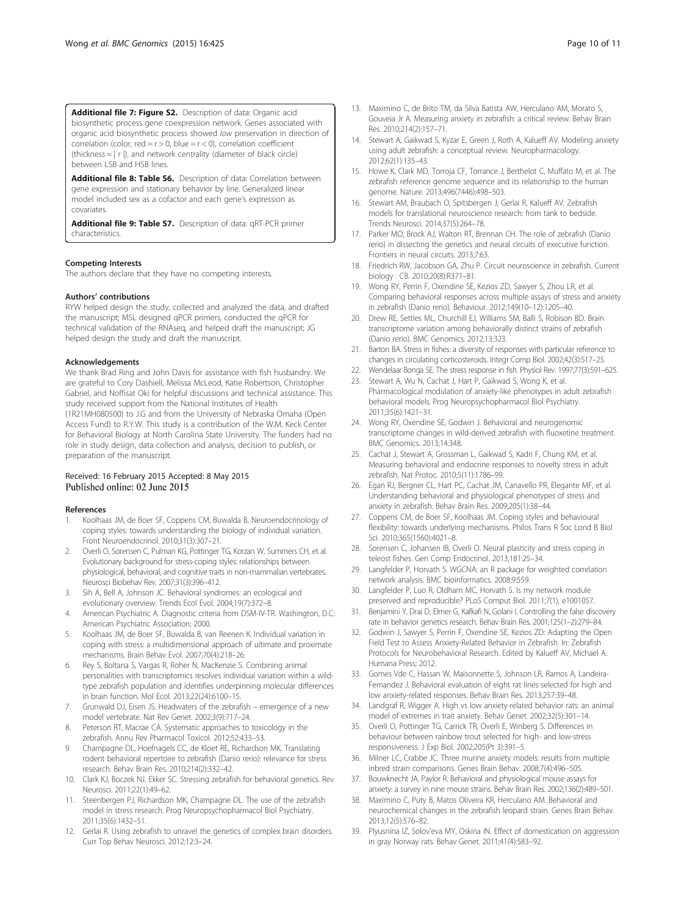**Additional file 7: Figure S2.** Description of data: Organic acid biosynthetic process gene coexpression network. Genes associated with organic acid biosynthetic process showed *low* preservation in direction of correlation (color, red = r > 0, blue = r < 0), correlation coefficient (thickness = | r |), and network centrality (diameter of black circle) between LSB and HSB lines.

**Additional file 8: Table S6.** Description of data: Correlation between gene expression and stationary behavior by line. Generalized linear model included sex as a cofactor and each gene's expression as covariates.

**Additional file 9: Table S7.** Description of data: qRT-PCR primer characteristics.

#### Competing Interests

The authors declare that they have no competing interests.

#### Authors' contributions

RYW helped design the study, collected and analyzed the data, and drafted the manuscript; MSL designed qPCR primers, conducted the qPCR for technical validation of the RNAseq, and helped draft the manuscript; JG helped design the study and draft the manuscript.

#### Acknowledgements

We thank Brad Ring and John Davis for assistance with fish husbandry. We are grateful to Cory Dashiell, Melissa McLeod, Katie Robertson, Christopher Gabriel, and Noffisat Oki for helpful discussions and technical assistance. This study received support from the National Institutes of Health (1R21MH080500) to J.G and from the University of Nebraska Omaha (Open Access Fund) to R.Y.W. This study is a contribution of the W.M. Keck Center for Behavioral Biology at North Carolina State University. The funders had no role in study design, data collection and analysis, decision to publish, or preparation of the manuscript.

Received: 16 February 2015 Accepted: 8 May 2015
Published online: 02 June 2015

#### References

1. Koolhaas JM, de Boer SF, Coppens CM, Buwalda B. Neuroendocrinology of coping styles: towards understanding the biology of individual variation. Front Neuroendocrinol. 2010;31(3):307–21.
2. Overli O, Sorensen C, Pulman KG, Pottinger TG, Korzan W, Summers CH, et al. Evolutionary background for stress-coping styles: relationships between physiological, behavioral, and cognitive traits in non-mammalian vertebrates. Neurosci Biobehav Rev. 2007;31(3):396–412.
3. Sih A, Bell A, Johnson JC. Behavioral syndromes: an ecological and evolutionary overview. Trends Ecol Evol. 2004;19(7):372–8.
4. American Psychiatric A. Diagnostic criteria from DSM-IV-TR. Washington, D.C: American Psychiatric Association; 2000.
5. Koolhaas JM, de Boer SF, Buwalda B, van Reenen K. Individual variation in coping with stress: a multidimensional approach of ultimate and proximate mechanisms. Brain Behav Evol. 2007;70(4):218–26.
6. Rey S, Boltana S, Vargas R, Roher N, MacKenzie S. Combining animal personalities with transcriptomics resolves individual variation within a wild-type zebrafish population and identifies underpinning molecular differences in brain function. Mol Ecol. 2013;22(24):6100–15.
7. Grunwald DJ, Eisen JS. Headwaters of the zebrafish – emergence of a new model vertebrate. Nat Rev Genet. 2002;3(9):717–24.
8. Peterson RT, Macrae CA. Systematic approaches to toxicology in the zebrafish. Annu Rev Pharmacol Toxicol. 2012;52:433–53.
9. Champagne DL, Hoefnagels CC, de Kloet RE, Richardson MK. Translating rodent behavioral repertoire to zebrafish (Danio rerio): relevance for stress research. Behav Brain Res. 2010;214(2):332–42.
10. Clark KJ, Boczek NJ, Ekker SC. Stressing zebrafish for behavioral genetics. Rev Neurosci. 2011;22(1):49–62.
11. Steenbergen PJ, Richardson MK, Champagne DL. The use of the zebrafish model in stress research. Prog Neuropsychopharmacol Biol Psychiatry. 2011;35(6):1432–51.
12. Gerlai R. Using zebrafish to unravel the genetics of complex brain disorders. Curr Top Behav Neurosci. 2012;12:3–24.
13. Maximino C, de Brito TM, da Silva Batista AW, Herculano AM, Morato S, Gouveia Jr A. Measuring anxiety in zebrafish: a critical review. Behav Brain Res. 2010;214(2):157–71.
14. Stewart A, Gaikwad S, Kyzar E, Green J, Roth A, Kalueff AV. Modeling anxiety using adult zebrafish: a conceptual review. Neuropharmacology. 2012;62(1):135–43.
15. Howe K, Clark MD, Torroja CF, Torrance J, Berthelot C, Muffato M, et al. The zebrafish reference genome sequence and its relationship to the human genome. Nature. 2013;496(7446):498–503.
16. Stewart AM, Braubach O, Spitsbergen J, Gerlai R, Kalueff AV. Zebrafish models for translational neuroscience research: from tank to bedside. Trends Neurosci. 2014;37(5):264–78.
17. Parker MO, Brock AJ, Walton RT, Brennan CH. The role of zebrafish (Danio rerio) in dissecting the genetics and neural circuits of executive function. Frontiers in neural circuits. 2013;7:63.
18. Friedrich RW, Jacobson GA, Zhu P. Circuit neuroscience in zebrafish. Current biology : CB. 2010;20(8):R371–81.
19. Wong RY, Perrin F, Oxendine SE, Kezios ZD, Sawyer S, Zhou LR, et al. Comparing behavioral responses across multiple assays of stress and anxiety in zebrafish (Danio rerio). Behaviour. 2012;149(10–12):1205–40.
20. Drew RE, Settles ML, Churchill EJ, Williams SM, Balli S, Robison BD. Brain transcriptome variation among behaviorally distinct strains of zebrafish (Danio rerio). BMC Genomics. 2012;13:323.
21. Barton BA. Stress in fishes: a diversity of responses with particular reference to changes in circulating corticosteroids. Integr Comp Biol. 2002;42(3):517–25.
22. Wendelaar Bonga SE. The stress response in fish. Physiol Rev. 1997;77(3):591–625.
23. Stewart A, Wu N, Cachat J, Hart P, Gaikwad S, Wong K, et al. Pharmacological modulation of anxiety-like phenotypes in adult zebrafish behavioral models. Prog Neuropsychopharmacol Biol Psychiatry. 2011;35(6):1421–31.
24. Wong RY, Oxendine SE, Godwin J. Behavioral and neurogenomic transcriptome changes in wild-derived zebrafish with fluoxetine treatment. BMC Genomics. 2013;14:348.
25. Cachat J, Stewart A, Grossman L, Gaikwad S, Kadri F, Chung KM, et al. Measuring behavioral and endocrine responses to novelty stress in adult zebrafish. Nat Protoc. 2010;5(11):1786–99.
26. Egan RJ, Bergner CL, Hart PC, Cachat JM, Canavello PR, Elegante MF, et al. Understanding behavioral and physiological phenotypes of stress and anxiety in zebrafish. Behav Brain Res. 2009;205(1):38–44.
27. Coppens CM, de Boer SF, Koolhaas JM. Coping styles and behavioural flexibility: towards underlying mechanisms. Philos Trans R Soc Lond B Biol Sci. 2010;365(1560):4021–8.
28. Sorensen C, Johansen IB, Overli O. Neural plasticity and stress coping in teleost fishes. Gen Comp Endocrinol. 2013;181:25–34.
29. Langfelder P, Horvath S. WGCNA: an R package for weighted correlation network analysis. BMC bioinformatics. 2008;9:559.
30. Langfelder P, Luo R, Oldham MC, Horvath S. Is my network module preserved and reproducible? PLoS Comput Biol. 2011;7(1), e1001057.
31. Benjamini Y, Drai D, Elmer G, Kafkafi N, Golani I. Controlling the false discovery rate in behavior genetics research. Behav Brain Res. 2001;125(1–2):279–84.
32. Godwin J, Sawyer S, Perrin F, Oxendine SE, Kezios ZD: Adapting the Open Field Test to Assess Anxiety-Related Behavior in Zebrafish. In: Zebrafish Protocols for Neurobehavioral Research. Edited by Kalueff AV, Michael A: Humana Press; 2012.
33. Gomes Vde C, Hassan W, Maisonnette S, Johnson LR, Ramos A, Landeira-Fernandez J. Behavioral evaluation of eight rat lines selected for high and low anxiety-related responses. Behav Brain Res. 2013;257:39–48.
34. Landgraf R, Wigger A. High vs low anxiety-related behavior rats: an animal model of extremes in trait anxiety. Behav Genet. 2002;32(5):301–14.
35. Overli O, Pottinger TG, Carrick TR, Overli E, Winberg S. Differences in behaviour between rainbow trout selected for high- and low-stress responsiveness. J Exp Biol. 2002;205(Pt 3):391–5.
36. Milner LC, Crabbe JC. Three murine anxiety models: results from multiple inbred strain comparisons. Genes Brain Behav. 2008;7(4):496–505.
37. Bouwknecht JA, Paylor R. Behavioral and physiological mouse assays for anxiety: a survey in nine mouse strains. Behav Brain Res. 2002;136(2):489–501.
38. Maximino C, Puty B, Matos Oliveira KR, Herculano AM. Behavioral and neurochemical changes in the zebrafish leopard strain. Genes Brain Behav. 2013;12(5):576–82.
39. Plyusnina IZ, Solov'eva MY, Oskina IN. Effect of domestication on aggression in gray Norway rats. Behav Genet. 2011;41(4):583–92.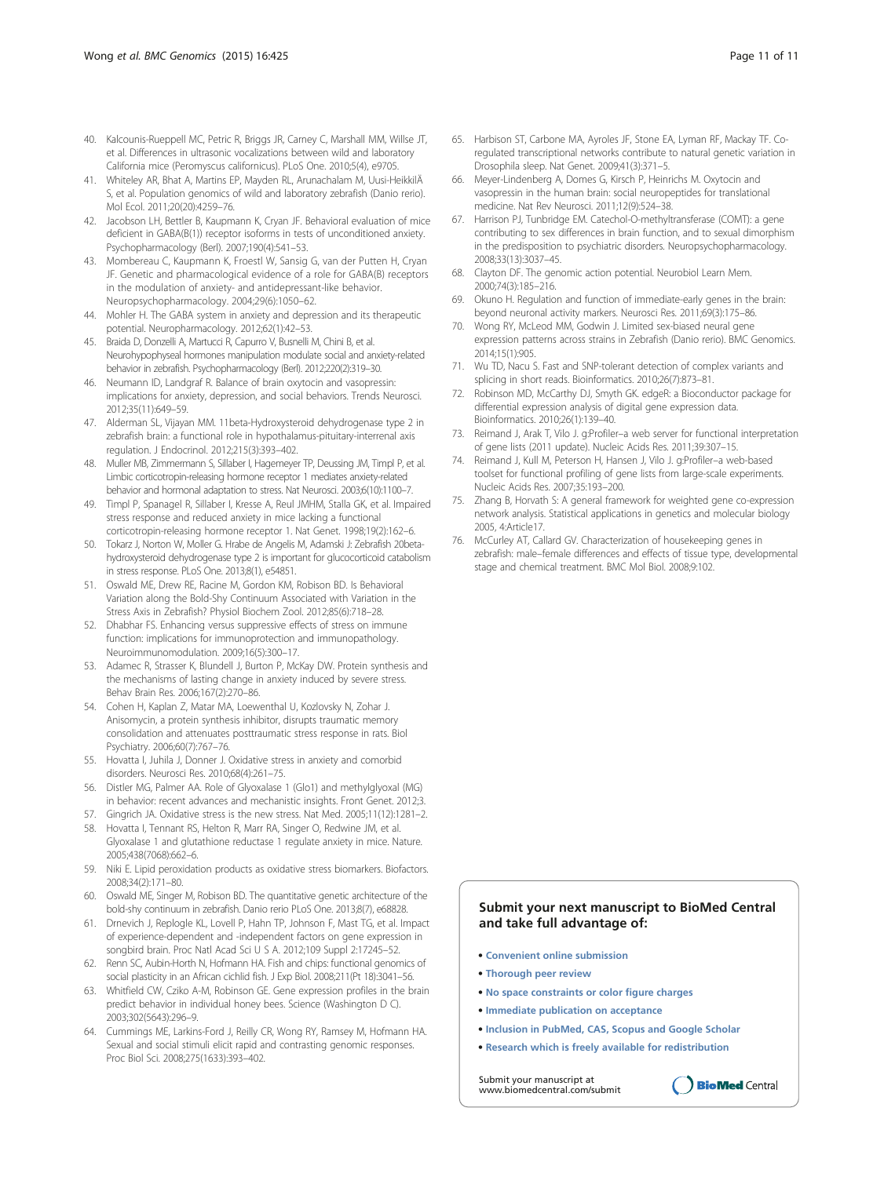40. Kalcounis-Rueppell MC, Petric R, Briggs JR, Carney C, Marshall MM, Willse JT, et al. Differences in ultrasonic vocalizations between wild and laboratory California mice (Peromyscus californicus). PLoS One. 2010;5(4), e9705.
41. Whiteley AR, Bhat A, Martins EP, Mayden RL, Arunachalam M, Uusi-HeikkilÄ S, et al. Population genomics of wild and laboratory zebrafish (Danio rerio). Mol Ecol. 2011;20(20):4259–76.
42. Jacobson LH, Bettler B, Kaupmann K, Cryan JF. Behavioral evaluation of mice deficient in GABA(B(1)) receptor isoforms in tests of unconditioned anxiety. Psychopharmacology (Berl). 2007;190(4):541–53.
43. Mombereau C, Kaupmann K, Froestl W, Sansig G, van der Putten H, Cryan JF. Genetic and pharmacological evidence of a role for GABA(B) receptors in the modulation of anxiety- and antidepressant-like behavior. Neuropsychopharmacology. 2004;29(6):1050–62.
44. Mohler H. The GABA system in anxiety and depression and its therapeutic potential. Neuropharmacology. 2012;62(1):42–53.
45. Braida D, Donzelli A, Martucci R, Capurro V, Busnelli M, Chini B, et al. Neurohypophyseal hormones manipulation modulate social and anxiety-related behavior in zebrafish. Psychopharmacology (Berl). 2012;220(2):319–30.
46. Neumann ID, Landgraf R. Balance of brain oxytocin and vasopressin: implications for anxiety, depression, and social behaviors. Trends Neurosci. 2012;35(11):649–59.
47. Alderman SL, Vijayan MM. 11beta-Hydroxysteroid dehydrogenase type 2 in zebrafish brain: a functional role in hypothalamus-pituitary-interrenal axis regulation. J Endocrinol. 2012;215(3):393–402.
48. Muller MB, Zimmermann S, Sillaber I, Hagemeyer TP, Deussing JM, Timpl P, et al. Limbic corticotropin-releasing hormone receptor 1 mediates anxiety-related behavior and hormonal adaptation to stress. Nat Neurosci. 2003;6(10):1100–7.
49. Timpl P, Spanagel R, Sillaber I, Kresse A, Reul JMHM, Stalla GK, et al. Impaired stress response and reduced anxiety in mice lacking a functional corticotropin-releasing hormone receptor 1. Nat Genet. 1998;19(2):162–6.
50. Tokarz J, Norton W, Moller G. Hrabe de Angelis M, Adamski J: Zebrafish 20beta-hydroxysteroid dehydrogenase type 2 is important for glucocorticoid catabolism in stress response. PLoS One. 2013;8(1), e54851.
51. Oswald ME, Drew RE, Racine M, Gordon KM, Robison BD. Is Behavioral Variation along the Bold-Shy Continuum Associated with Variation in the Stress Axis in Zebrafish? Physiol Biochem Zool. 2012;85(6):718–28.
52. Dhabhar FS. Enhancing versus suppressive effects of stress on immune function: implications for immunoprotection and immunopathology. Neuroimmunomodulation. 2009;16(5):300–17.
53. Adamec R, Strasser K, Blundell J, Burton P, McKay DW. Protein synthesis and the mechanisms of lasting change in anxiety induced by severe stress. Behav Brain Res. 2006;167(2):270–86.
54. Cohen H, Kaplan Z, Matar MA, Loewenthal U, Kozlovsky N, Zohar J. Anisomycin, a protein synthesis inhibitor, disrupts traumatic memory consolidation and attenuates posttraumatic stress response in rats. Biol Psychiatry. 2006;60(7):767–76.
55. Hovatta I, Juhila J, Donner J. Oxidative stress in anxiety and comorbid disorders. Neurosci Res. 2010;68(4):261–75.
56. Distler MG, Palmer AA. Role of Glyoxalase 1 (Glo1) and methylglyoxal (MG) in behavior: recent advances and mechanistic insights. Front Genet. 2012;3.
57. Gingrich JA. Oxidative stress is the new stress. Nat Med. 2005;11(12):1281–2.
58. Hovatta I, Tennant RS, Helton R, Marr RA, Singer O, Redwine JM, et al. Glyoxalase 1 and glutathione reductase 1 regulate anxiety in mice. Nature. 2005;438(7068):662–6.
59. Niki E. Lipid peroxidation products as oxidative stress biomarkers. Biofactors. 2008;34(2):171–80.
60. Oswald ME, Singer M, Robison BD. The quantitative genetic architecture of the bold-shy continuum in zebrafish. Danio rerio PLoS One. 2013;8(7), e68828.
61. Drnevich J, Replogle KL, Lovell P, Hahn TP, Johnson F, Mast TG, et al. Impact of experience-dependent and -independent factors on gene expression in songbird brain. Proc Natl Acad Sci U S A. 2012;109 Suppl 2:17245–52.
62. Renn SC, Aubin-Horth N, Hofmann HA. Fish and chips: functional genomics of social plasticity in an African cichlid fish. J Exp Biol. 2008;211(Pt 18):3041–56.
63. Whitfield CW, Cziko A-M, Robinson GE. Gene expression profiles in the brain predict behavior in individual honey bees. Science (Washington D C). 2003;302(5643):296–9.
64. Cummings ME, Larkins-Ford J, Reilly CR, Wong RY, Ramsey M, Hofmann HA. Sexual and social stimuli elicit rapid and contrasting genomic responses. Proc Biol Sci. 2008;275(1633):393–402.
65. Harbison ST, Carbone MA, Ayroles JF, Stone EA, Lyman RF, Mackay TF. Co-regulated transcriptional networks contribute to natural genetic variation in Drosophila sleep. Nat Genet. 2009;41(3):371–5.
66. Meyer-Lindenberg A, Domes G, Kirsch P, Heinrichs M. Oxytocin and vasopressin in the human brain: social neuropeptides for translational medicine. Nat Rev Neurosci. 2011;12(9):524–38.
67. Harrison PJ, Tunbridge EM. Catechol-O-methyltransferase (COMT): a gene contributing to sex differences in brain function, and to sexual dimorphism in the predisposition to psychiatric disorders. Neuropsychopharmacology. 2008;33(13):3037–45.
68. Clayton DF. The genomic action potential. Neurobiol Learn Mem. 2000;74(3):185–216.
69. Okuno H. Regulation and function of immediate-early genes in the brain: beyond neuronal activity markers. Neurosci Res. 2011;69(3):175–86.
70. Wong RY, McLeod MM, Godwin J. Limited sex-biased neural gene expression patterns across strains in Zebrafish (Danio rerio). BMC Genomics. 2014;15(1):905.
71. Wu TD, Nacu S. Fast and SNP-tolerant detection of complex variants and splicing in short reads. Bioinformatics. 2010;26(7):873–81.
72. Robinson MD, McCarthy DJ, Smyth GK. edgeR: a Bioconductor package for differential expression analysis of digital gene expression data. Bioinformatics. 2010;26(1):139–40.
73. Reimand J, Arak T, Vilo J. g:Profiler–a web server for functional interpretation of gene lists (2011 update). Nucleic Acids Res. 2011;39:307–15.
74. Reimand J, Kull M, Peterson H, Hansen J, Vilo J. g:Profiler–a web-based toolset for functional profiling of gene lists from large-scale experiments. Nucleic Acids Res. 2007;35:193–200.
75. Zhang B, Horvath S: A general framework for weighted gene co-expression network analysis. Statistical applications in genetics and molecular biology 2005, 4:Article17.
76. McCurley AT, Callard GV. Characterization of housekeeping genes in zebrafish: male–female differences and effects of tissue type, developmental stage and chemical treatment. BMC Mol Biol. 2008;9:102.

**Submit your next manuscript to BioMed Central and take full advantage of:**

- **Convenient online submission**
- **Thorough peer review**
- **No space constraints or color figure charges**
- **Immediate publication on acceptance**
- **Inclusion in PubMed, CAS, Scopus and Google Scholar**
- **Research which is freely available for redistribution**

Submit your manuscript at www.biomedcentral.com/submit

BioMed Central